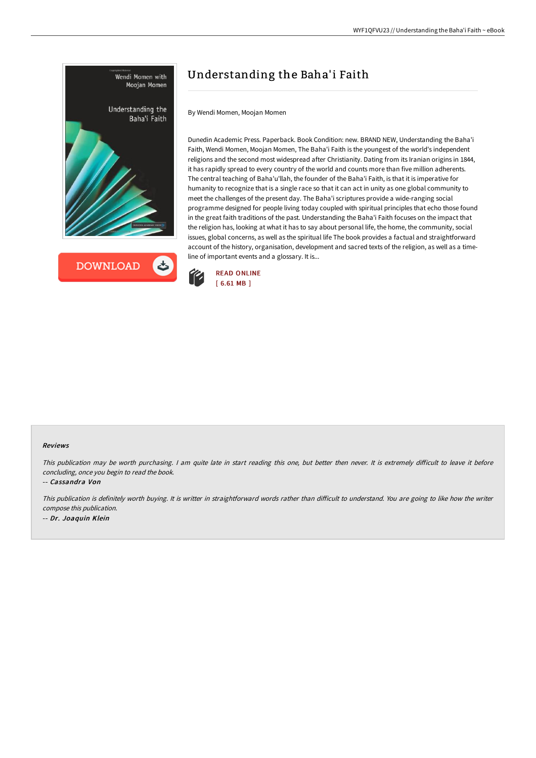# Understanding the Baha'i Faith

By Wendi Momen, Moojan Momen

Dunedin Academic Press. Paperback. Book Condition: new. BRAND NEW, Understanding the Baha'i Faith, Wendi Momen, Moojan Momen, The Baha'i Faith is the youngest of the world's independent religions and the second most widespread after Christianity. Dating from its Iranian origins in 1844, it has rapidly spread to every country of the world and counts more than five million adherents. The central teaching of Baha'u'llah, the founder of the Baha'i Faith, is that it is imperative for humanity to recognize that is a single race so that it can act in unity as one global community to meet the challenges of the present day. The Baha'i scriptures provide a wide-ranging social programme designed for people living today coupled with spiritual principles that echo those found in the great faith traditions of the past. Understanding the Baha'i Faith focuses on the impact that the religion has, looking at what it has to say about personal life, the home, the community, social issues, global concerns, as well as the spiritual life The book provides a factual and straightforward account of the history, organisation, development and sacred texts of the religion, as well as a time-line of important events and a glossary. It is...

DOWNLOAD

READ ONLINE
[ 6.61 MB ]

## Reviews

*This publication may be worth purchasing. I am quite late in start reading this one, but better then never. It is extremely difficult to leave it before concluding, once you begin to read the book.*

-- ***Cassandra Von***

*This publication is definitely worth buying. It is writter in straightforward words rather than difficult to understand. You are going to like how the writer compose this publication.*

-- ***Dr. Joaquin Klein***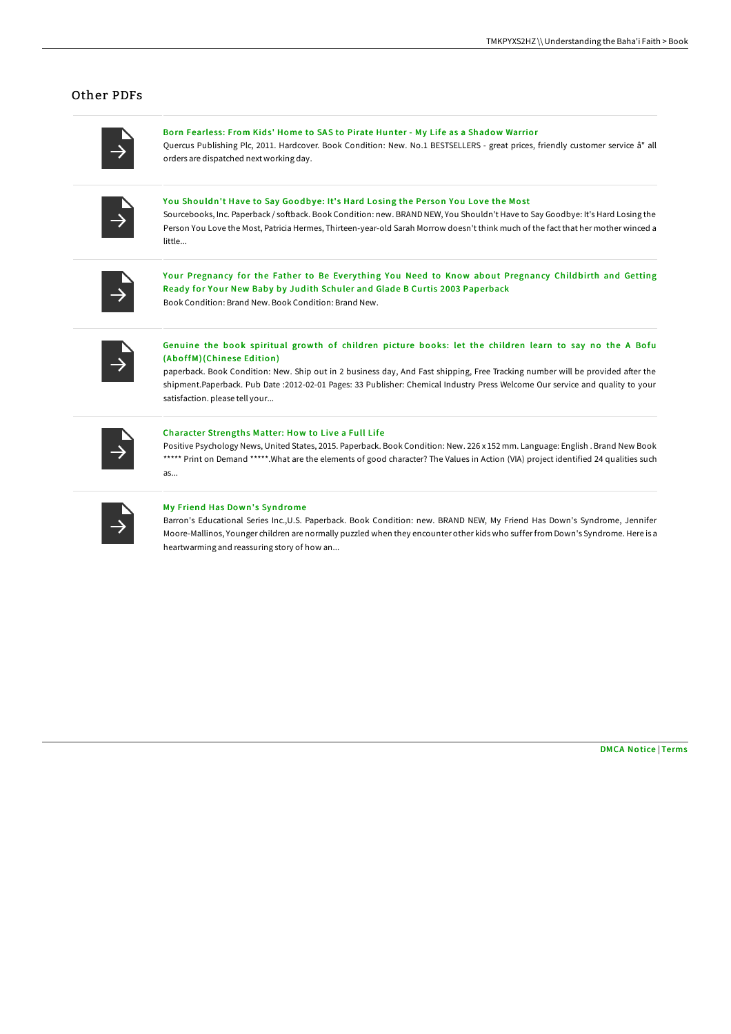## Other PDFs

### Born Fearless: From Kids' Home to SAS to Pirate Hunter - My Life as a Shadow Warrior

Quercus Publishing Plc, 2011. Hardcover. Book Condition: New. No.1 BESTSELLERS - great prices, friendly customer service â" all orders are dispatched next working day.

### You Shouldn't Have to Say Goodbye: It's Hard Losing the Person You Love the Most

Sourcebooks, Inc. Paperback / softback. Book Condition: new. BRAND NEW, You Shouldn't Have to Say Goodbye: It's Hard Losing the Person You Love the Most, Patricia Hermes, Thirteen-year-old Sarah Morrow doesn't think much of the fact that her mother winced a little...

### Your Pregnancy for the Father to Be Everything You Need to Know about Pregnancy Childbirth and Getting Ready for Your New Baby by Judith Schuler and Glade B Curtis 2003 Paperback

Book Condition: Brand New. Book Condition: Brand New.

### Genuine the book spiritual growth of children picture books: let the children learn to say no the A Bofu (AboffM)(Chinese Edition)

paperback. Book Condition: New. Ship out in 2 business day, And Fast shipping, Free Tracking number will be provided after the shipment.Paperback. Pub Date :2012-02-01 Pages: 33 Publisher: Chemical Industry Press Welcome Our service and quality to your satisfaction. please tell your...

### Character Strengths Matter: How to Live a Full Life

Positive Psychology News, United States, 2015. Paperback. Book Condition: New. 226 x 152 mm. Language: English . Brand New Book ***** Print on Demand *****.What are the elements of good character? The Values in Action (VIA) project identified 24 qualities such as...

### My Friend Has Down's Syndrome

Barron's Educational Series Inc.,U.S. Paperback. Book Condition: new. BRAND NEW, My Friend Has Down's Syndrome, Jennifer Moore-Mallinos, Younger children are normally puzzled when they encounter other kids who suffer from Down's Syndrome. Here is a heartwarming and reassuring story of how an...